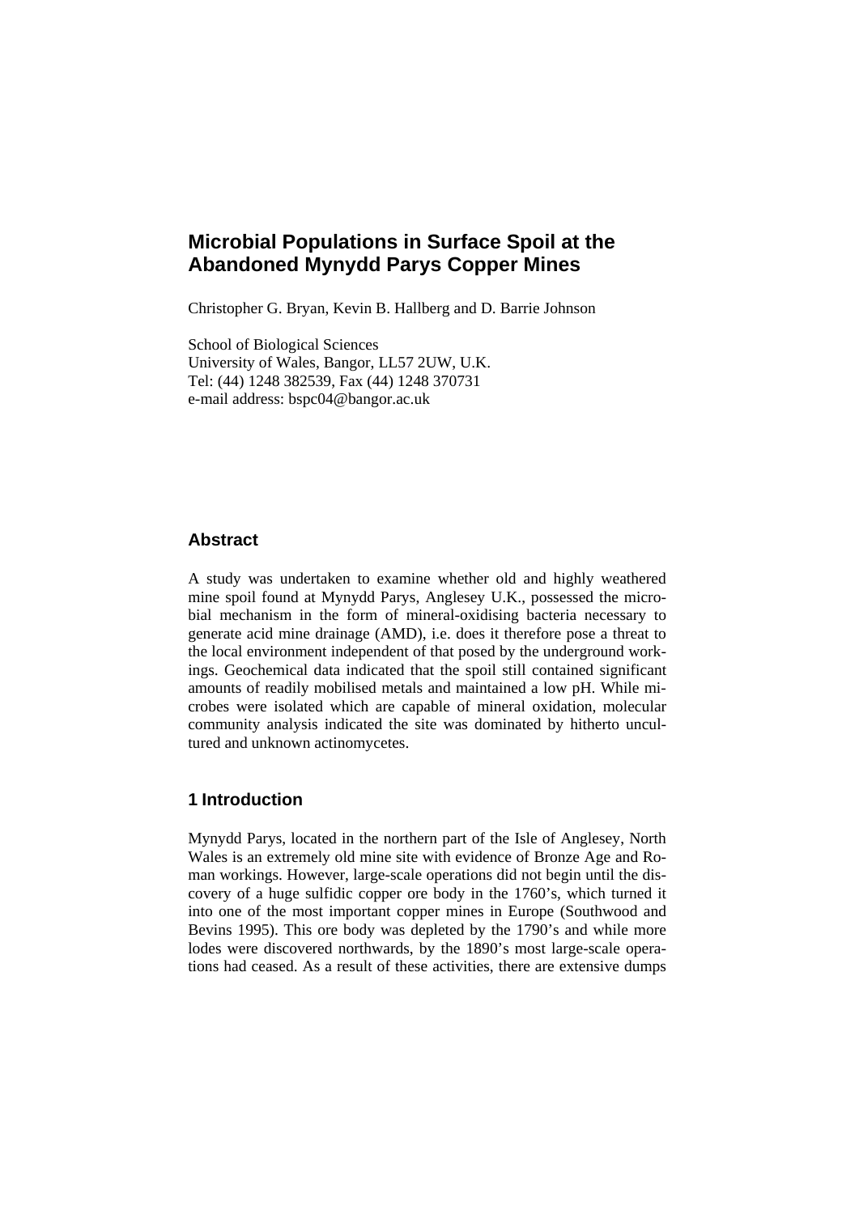# Microbial Populations in Surface Spoil at the Abandoned Mynydd Parys Copper Mines

Christopher G. Bryan, Kevin B. Hallberg and D. Barrie Johnson

School of Biological Sciences
University of Wales, Bangor, LL57 2UW, U.K.
Tel: (44) 1248 382539, Fax (44) 1248 370731
e-mail address: bspc04@bangor.ac.uk

## Abstract

A study was undertaken to examine whether old and highly weathered mine spoil found at Mynydd Parys, Anglesey U.K., possessed the microbial mechanism in the form of mineral-oxidising bacteria necessary to generate acid mine drainage (AMD), i.e. does it therefore pose a threat to the local environment independent of that posed by the underground workings. Geochemical data indicated that the spoil still contained significant amounts of readily mobilised metals and maintained a low pH. While microbes were isolated which are capable of mineral oxidation, molecular community analysis indicated the site was dominated by hitherto uncultured and unknown actinomycetes.

## 1 Introduction

Mynydd Parys, located in the northern part of the Isle of Anglesey, North Wales is an extremely old mine site with evidence of Bronze Age and Roman workings. However, large-scale operations did not begin until the discovery of a huge sulfidic copper ore body in the 1760's, which turned it into one of the most important copper mines in Europe (Southwood and Bevins 1995). This ore body was depleted by the 1790's and while more lodes were discovered northwards, by the 1890's most large-scale operations had ceased. As a result of these activities, there are extensive dumps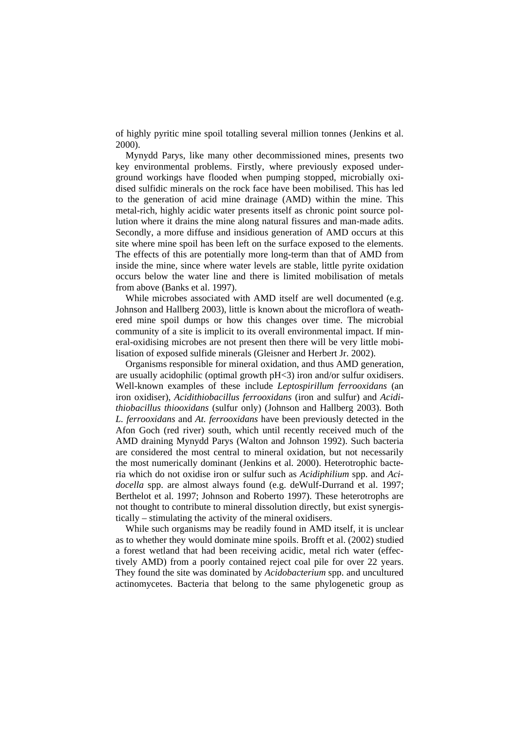of highly pyritic mine spoil totalling several million tonnes (Jenkins et al. 2000).

Mynydd Parys, like many other decommissioned mines, presents two key environmental problems. Firstly, where previously exposed underground workings have flooded when pumping stopped, microbially oxidised sulfidic minerals on the rock face have been mobilised. This has led to the generation of acid mine drainage (AMD) within the mine. This metal-rich, highly acidic water presents itself as chronic point source pollution where it drains the mine along natural fissures and man-made adits. Secondly, a more diffuse and insidious generation of AMD occurs at this site where mine spoil has been left on the surface exposed to the elements. The effects of this are potentially more long-term than that of AMD from inside the mine, since where water levels are stable, little pyrite oxidation occurs below the water line and there is limited mobilisation of metals from above (Banks et al. 1997).

While microbes associated with AMD itself are well documented (e.g. Johnson and Hallberg 2003), little is known about the microflora of weathered mine spoil dumps or how this changes over time. The microbial community of a site is implicit to its overall environmental impact. If mineral-oxidising microbes are not present then there will be very little mobilisation of exposed sulfide minerals (Gleisner and Herbert Jr. 2002).

Organisms responsible for mineral oxidation, and thus AMD generation, are usually acidophilic (optimal growth pH<3) iron and/or sulfur oxidisers. Well-known examples of these include *Leptospirillum ferrooxidans* (an iron oxidiser), *Acidithiobacillus ferrooxidans* (iron and sulfur) and *Acidithiobacillus thiooxidans* (sulfur only) (Johnson and Hallberg 2003). Both *L. ferrooxidans* and *At. ferrooxidans* have been previously detected in the Afon Goch (red river) south, which until recently received much of the AMD draining Mynydd Parys (Walton and Johnson 1992). Such bacteria are considered the most central to mineral oxidation, but not necessarily the most numerically dominant (Jenkins et al. 2000). Heterotrophic bacteria which do not oxidise iron or sulfur such as *Acidiphilium* spp. and *Acidocella* spp. are almost always found (e.g. deWulf-Durrand et al. 1997; Berthelot et al. 1997; Johnson and Roberto 1997). These heterotrophs are not thought to contribute to mineral dissolution directly, but exist synergistically – stimulating the activity of the mineral oxidisers.

While such organisms may be readily found in AMD itself, it is unclear as to whether they would dominate mine spoils. Brofft et al. (2002) studied a forest wetland that had been receiving acidic, metal rich water (effectively AMD) from a poorly contained reject coal pile for over 22 years. They found the site was dominated by *Acidobacterium* spp. and uncultured actinomycetes. Bacteria that belong to the same phylogenetic group as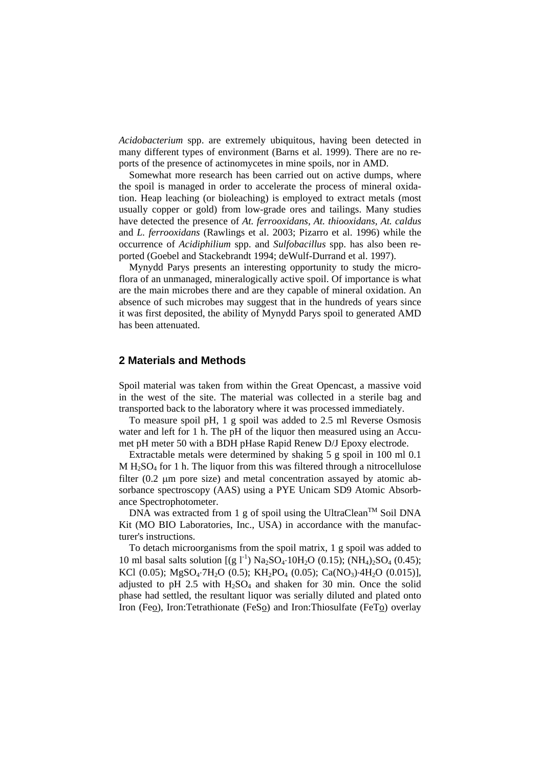*Acidobacterium* spp. are extremely ubiquitous, having been detected in many different types of environment (Barns et al. 1999). There are no reports of the presence of actinomycetes in mine spoils, nor in AMD.

Somewhat more research has been carried out on active dumps, where the spoil is managed in order to accelerate the process of mineral oxidation. Heap leaching (or bioleaching) is employed to extract metals (most usually copper or gold) from low-grade ores and tailings. Many studies have detected the presence of *At. ferrooxidans, At. thiooxidans, At. caldus* and *L. ferrooxidans* (Rawlings et al. 2003; Pizarro et al. 1996) while the occurrence of *Acidiphilium* spp. and *Sulfobacillus* spp. has also been reported (Goebel and Stackebrandt 1994; deWulf-Durrand et al. 1997).

Mynydd Parys presents an interesting opportunity to study the microflora of an unmanaged, mineralogically active spoil. Of importance is what are the main microbes there and are they capable of mineral oxidation. An absence of such microbes may suggest that in the hundreds of years since it was first deposited, the ability of Mynydd Parys spoil to generated AMD has been attenuated.

## 2 Materials and Methods

Spoil material was taken from within the Great Opencast, a massive void in the west of the site. The material was collected in a sterile bag and transported back to the laboratory where it was processed immediately.

To measure spoil pH, 1 g spoil was added to 2.5 ml Reverse Osmosis water and left for 1 h. The pH of the liquor then measured using an Accumet pH meter 50 with a BDH pHase Rapid Renew D/J Epoxy electrode.

Extractable metals were determined by shaking 5 g spoil in 100 ml 0.1 M $H_2SO_4$ for 1 h. The liquor from this was filtered through a nitrocellulose filter (0.2 µm pore size) and metal concentration assayed by atomic absorbance spectroscopy (AAS) using a PYE Unicam SD9 Atomic Absorbance Spectrophotometer.

DNA was extracted from 1 g of spoil using the UltraClean™ Soil DNA Kit (MO BIO Laboratories, Inc., USA) in accordance with the manufacturer's instructions.

To detach microorganisms from the spoil matrix, 1 g spoil was added to 10 ml basal salts solution [(g $l^{-1}$) $Na_2SO_4 \cdot 10H_2O$ (0.15); $(NH_4)_2SO_4$ (0.45); KCl (0.05); $MgSO_4 \cdot 7H_2O$ (0.5); $KH_2PO_4$ (0.05); $Ca(NO_3) \cdot 4H_2O$ (0.015)], adjusted to pH 2.5 with $H_2SO_4$ and shaken for 30 min. Once the solid phase had settled, the resultant liquor was serially diluted and plated onto Iron (Fe<u>o</u>), Iron:Tetrathionate (FeS<u>o</u>) and Iron:Thiosulfate (FeT<u>o</u>) overlay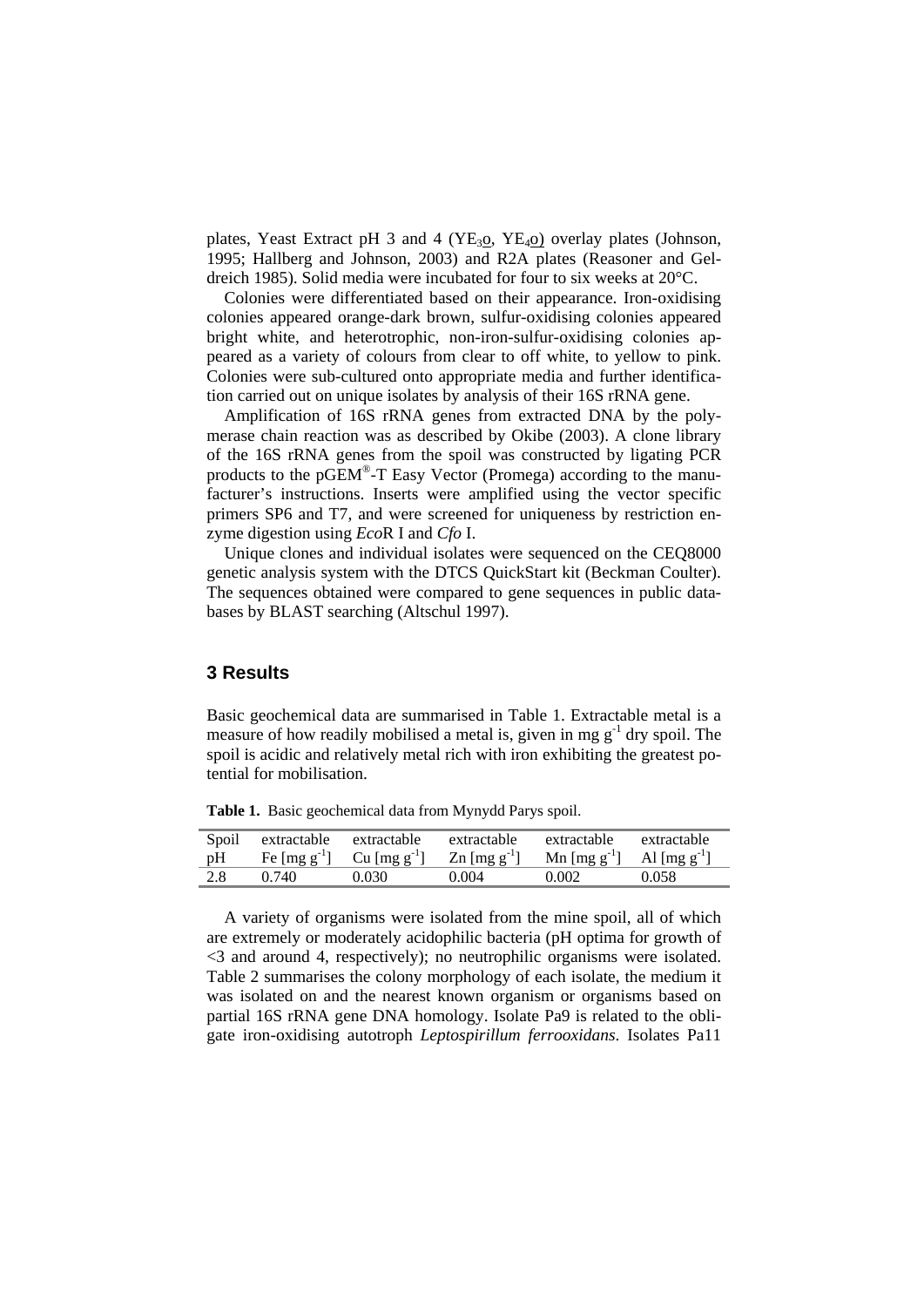plates, Yeast Extract pH 3 and 4 ($YE_3o$, $YE_4o$) overlay plates (Johnson, 1995; Hallberg and Johnson, 2003) and R2A plates (Reasoner and Geldreich 1985). Solid media were incubated for four to six weeks at 20°C.

Colonies were differentiated based on their appearance. Iron-oxidising colonies appeared orange-dark brown, sulfur-oxidising colonies appeared bright white, and heterotrophic, non-iron-sulfur-oxidising colonies appeared as a variety of colours from clear to off white, to yellow to pink. Colonies were sub-cultured onto appropriate media and further identification carried out on unique isolates by analysis of their 16S rRNA gene.

Amplification of 16S rRNA genes from extracted DNA by the polymerase chain reaction was as described by Okibe (2003). A clone library of the 16S rRNA genes from the spoil was constructed by ligating PCR products to the pGEM®-T Easy Vector (Promega) according to the manufacturer's instructions. Inserts were amplified using the vector specific primers SP6 and T7, and were screened for uniqueness by restriction enzyme digestion using *Eco*R I and *Cfo* I.

Unique clones and individual isolates were sequenced on the CEQ8000 genetic analysis system with the DTCS QuickStart kit (Beckman Coulter). The sequences obtained were compared to gene sequences in public databases by BLAST searching (Altschul 1997).

## 3 Results

Basic geochemical data are summarised in Table 1. Extractable metal is a measure of how readily mobilised a metal is, given in mg $g^{-1}$ dry spoil. The spoil is acidic and relatively metal rich with iron exhibiting the greatest potential for mobilisation.

**Table 1.** Basic geochemical data from Mynydd Parys spoil.

| Spoil pH | extractable Fe [mg $g^{-1}$] | extractable Cu [mg $g^{-1}$] | extractable Zn [mg $g^{-1}$] | extractable Mn [mg $g^{-1}$] | extractable Al [mg $g^{-1}$] |
|---|---|---|---|---|---|
| 2.8 | 0.740 | 0.030 | 0.004 | 0.002 | 0.058 |

A variety of organisms were isolated from the mine spoil, all of which are extremely or moderately acidophilic bacteria (pH optima for growth of <3 and around 4, respectively); no neutrophilic organisms were isolated. Table 2 summarises the colony morphology of each isolate, the medium it was isolated on and the nearest known organism or organisms based on partial 16S rRNA gene DNA homology. Isolate Pa9 is related to the obligate iron-oxidising autotroph *Leptospirillum ferrooxidans*. Isolates Pa11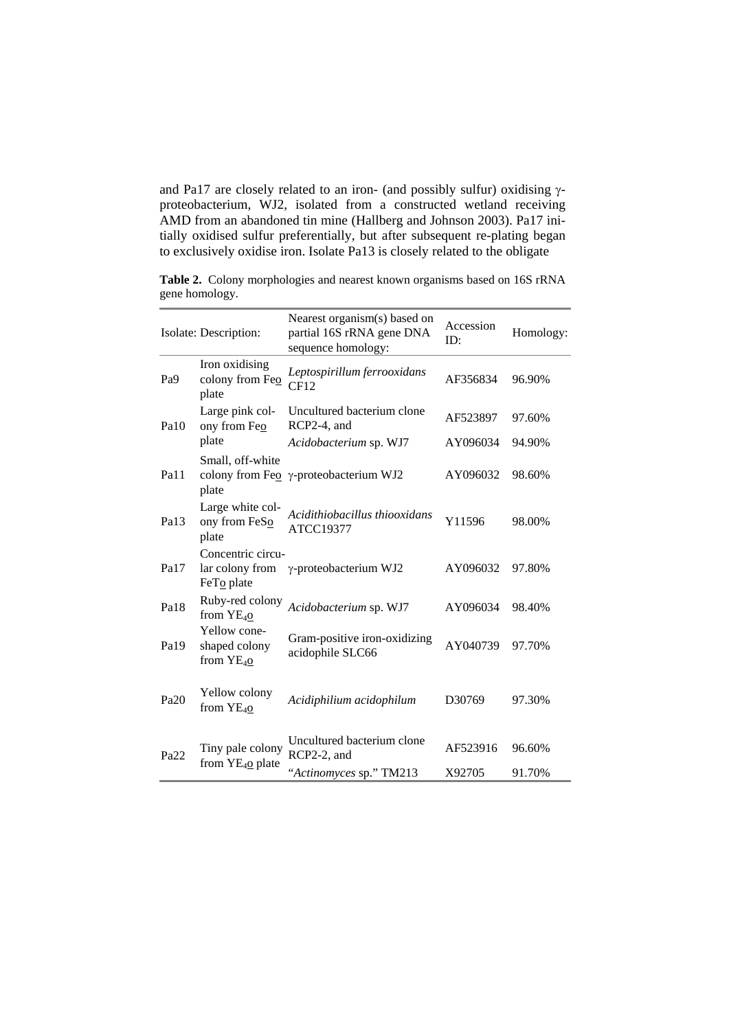and Pa17 are closely related to an iron- (and possibly sulfur) oxidising γ-proteobacterium, WJ2, isolated from a constructed wetland receiving AMD from an abandoned tin mine (Hallberg and Johnson 2003). Pa17 initially oxidised sulfur preferentially, but after subsequent re-plating began to exclusively oxidise iron. Isolate Pa13 is closely related to the obligate

**Table 2.** Colony morphologies and nearest known organisms based on 16S rRNA gene homology.

| Isolate: | Description: | Nearest organism(s) based on partial 16S rRNA gene DNA sequence homology: | Accession ID: | Homology: |
|---|---|---|---|---|
| Pa9 | Iron oxidising colony from Fe<u>o</u> plate | *Leptospirillum ferrooxidans* CF12 | AF356834 | 96.90% |
| Pa10 | Large pink colony from Fe<u>o</u> plate | Uncultured bacterium clone RCP2-4, and | AF523897 | 97.60% |
| | | *Acidobacterium* sp. WJ7 | AY096034 | 94.90% |
| Pa11 | Small, off-white colony from Fe<u>o</u> plate | γ-proteobacterium WJ2 | AY096032 | 98.60% |
| Pa13 | Large white colony from FeS<u>o</u> plate | *Acidithiobacillus thiooxidans* ATCC19377 | Y11596 | 98.00% |
| Pa17 | Concentric circular colony from FeT<u>o</u> plate | γ-proteobacterium WJ2 | AY096032 | 97.80% |
| Pa18 | Ruby-red colony from $YE_4$<u>o</u> | *Acidobacterium* sp. WJ7 | AY096034 | 98.40% |
| Pa19 | Yellow cone-shaped colony from $YE_4$<u>o</u> | Gram-positive iron-oxidizing acidophile SLC66 | AY040739 | 97.70% |
| Pa20 | Yellow colony from $YE_4$<u>o</u> | *Acidiphilium acidophilum* | D30769 | 97.30% |
| Pa22 | Tiny pale colony from $YE_4$<u>o</u> plate | Uncultured bacterium clone RCP2-2, and | AF523916 | 96.60% |
| | | "*Actinomyces* sp." TM213 | X92705 | 91.70% |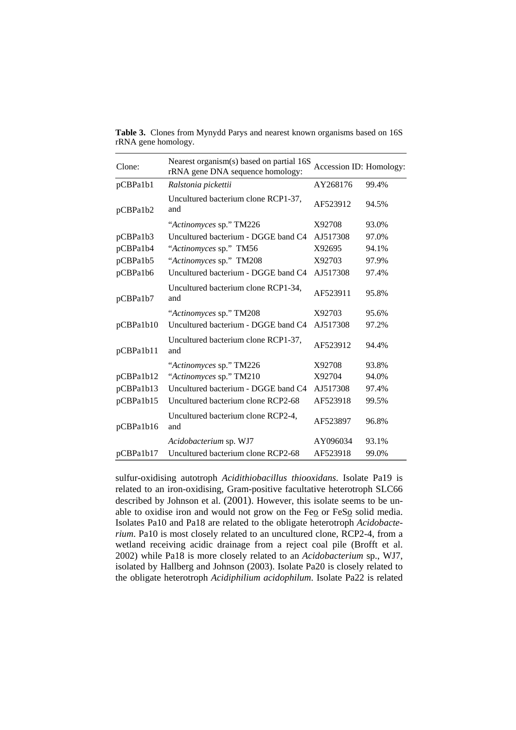**Table 3.** Clones from Mynydd Parys and nearest known organisms based on 16S rRNA gene homology.

| Clone: | Nearest organism(s) based on partial 16S rRNA gene DNA sequence homology: | Accession ID: | Homology: |
|---|---|---|---|
| pCBPa1b1 | *Ralstonia pickettii* | AY268176 | 99.4% |
| pCBPa1b2 | Uncultured bacterium clone RCP1-37, and | AF523912 | 94.5% |
| | "*Actinomyces* sp." TM226 | X92708 | 93.0% |
| pCBPa1b3 | Uncultured bacterium - DGGE band C4 | AJ517308 | 97.0% |
| pCBPa1b4 | "*Actinomyces* sp." TM56 | X92695 | 94.1% |
| pCBPa1b5 | "*Actinomyces* sp." TM208 | X92703 | 97.9% |
| pCBPa1b6 | Uncultured bacterium - DGGE band C4 | AJ517308 | 97.4% |
| pCBPa1b7 | Uncultured bacterium clone RCP1-34, and | AF523911 | 95.8% |
| | "*Actinomyces* sp." TM208 | X92703 | 95.6% |
| pCBPa1b10 | Uncultured bacterium - DGGE band C4 | AJ517308 | 97.2% |
| pCBPa1b11 | Uncultured bacterium clone RCP1-37, and | AF523912 | 94.4% |
| | "*Actinomyces* sp." TM226 | X92708 | 93.8% |
| pCBPa1b12 | "*Actinomyces* sp." TM210 | X92704 | 94.0% |
| pCBPa1b13 | Uncultured bacterium - DGGE band C4 | AJ517308 | 97.4% |
| pCBPa1b15 | Uncultured bacterium clone RCP2-68 | AF523918 | 99.5% |
| pCBPa1b16 | Uncultured bacterium clone RCP2-4, and | AF523897 | 96.8% |
| | *Acidobacterium* sp. WJ7 | AY096034 | 93.1% |
| pCBPa1b17 | Uncultured bacterium clone RCP2-68 | AF523918 | 99.0% |

sulfur-oxidising autotroph *Acidithiobacillus thiooxidans*. Isolate Pa19 is related to an iron-oxidising, Gram-positive facultative heterotroph SLC66 described by Johnson et al. (2001). However, this isolate seems to be unable to oxidise iron and would not grow on the Fe<u>o</u> or FeS<u>o</u> solid media. Isolates Pa10 and Pa18 are related to the obligate heterotroph *Acidobacterium*. Pa10 is most closely related to an uncultured clone, RCP2-4, from a wetland receiving acidic drainage from a reject coal pile (Brofft et al. 2002) while Pa18 is more closely related to an *Acidobacterium* sp., WJ7, isolated by Hallberg and Johnson (2003). Isolate Pa20 is closely related to the obligate heterotroph *Acidiphilium acidophilum*. Isolate Pa22 is related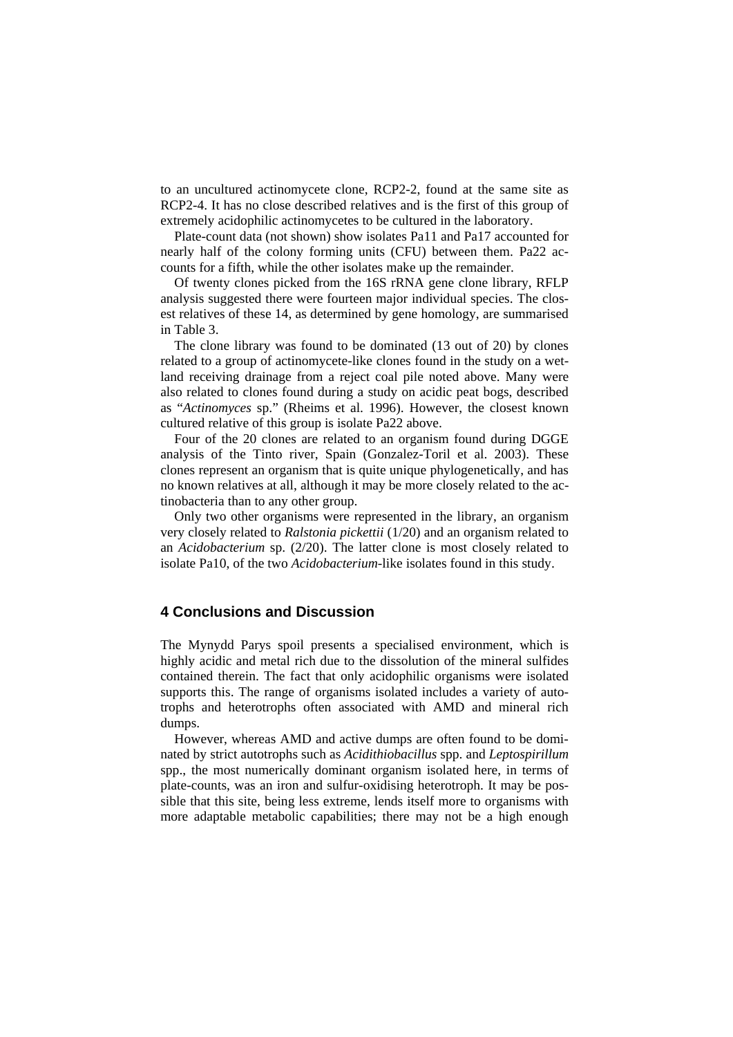to an uncultured actinomycete clone, RCP2-2, found at the same site as RCP2-4. It has no close described relatives and is the first of this group of extremely acidophilic actinomycetes to be cultured in the laboratory.

Plate-count data (not shown) show isolates Pa11 and Pa17 accounted for nearly half of the colony forming units (CFU) between them. Pa22 accounts for a fifth, while the other isolates make up the remainder.

Of twenty clones picked from the 16S rRNA gene clone library, RFLP analysis suggested there were fourteen major individual species. The closest relatives of these 14, as determined by gene homology, are summarised in Table 3.

The clone library was found to be dominated (13 out of 20) by clones related to a group of actinomycete-like clones found in the study on a wetland receiving drainage from a reject coal pile noted above. Many were also related to clones found during a study on acidic peat bogs, described as "*Actinomyces* sp." (Rheims et al. 1996). However, the closest known cultured relative of this group is isolate Pa22 above.

Four of the 20 clones are related to an organism found during DGGE analysis of the Tinto river, Spain (Gonzalez-Toril et al. 2003). These clones represent an organism that is quite unique phylogenetically, and has no known relatives at all, although it may be more closely related to the actinobacteria than to any other group.

Only two other organisms were represented in the library, an organism very closely related to *Ralstonia pickettii* (1/20) and an organism related to an *Acidobacterium* sp. (2/20). The latter clone is most closely related to isolate Pa10, of the two *Acidobacterium*-like isolates found in this study.

## 4 Conclusions and Discussion

The Mynydd Parys spoil presents a specialised environment, which is highly acidic and metal rich due to the dissolution of the mineral sulfides contained therein. The fact that only acidophilic organisms were isolated supports this. The range of organisms isolated includes a variety of autotrophs and heterotrophs often associated with AMD and mineral rich dumps.

However, whereas AMD and active dumps are often found to be dominated by strict autotrophs such as *Acidithiobacillus* spp. and *Leptospirillum* spp., the most numerically dominant organism isolated here, in terms of plate-counts, was an iron and sulfur-oxidising heterotroph. It may be possible that this site, being less extreme, lends itself more to organisms with more adaptable metabolic capabilities; there may not be a high enough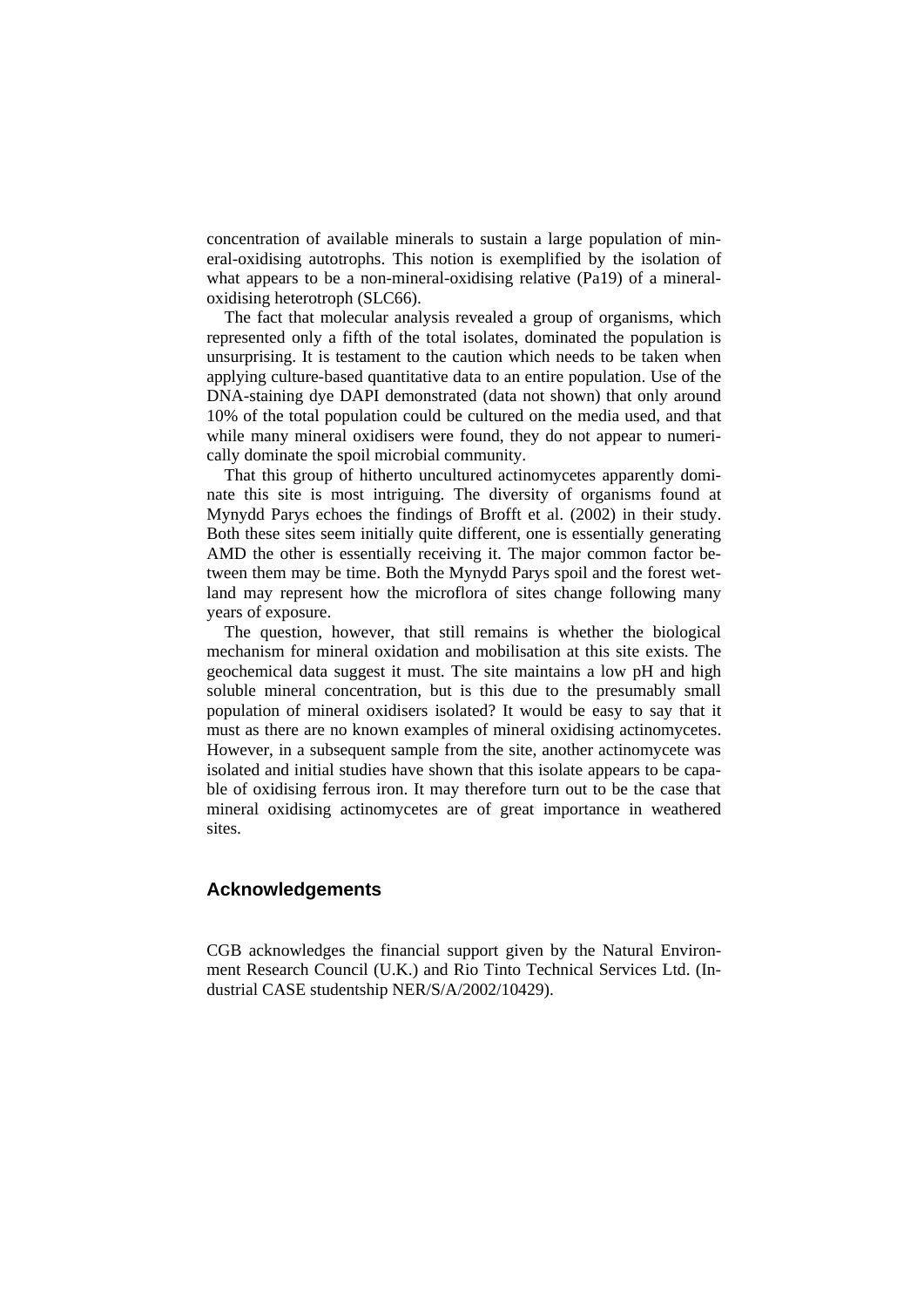concentration of available minerals to sustain a large population of mineral-oxidising autotrophs. This notion is exemplified by the isolation of what appears to be a non-mineral-oxidising relative (Pa19) of a mineral-oxidising heterotroph (SLC66).

The fact that molecular analysis revealed a group of organisms, which represented only a fifth of the total isolates, dominated the population is unsurprising. It is testament to the caution which needs to be taken when applying culture-based quantitative data to an entire population. Use of the DNA-staining dye DAPI demonstrated (data not shown) that only around 10% of the total population could be cultured on the media used, and that while many mineral oxidisers were found, they do not appear to numerically dominate the spoil microbial community.

That this group of hitherto uncultured actinomycetes apparently dominate this site is most intriguing. The diversity of organisms found at Mynydd Parys echoes the findings of Brofft et al. (2002) in their study. Both these sites seem initially quite different, one is essentially generating AMD the other is essentially receiving it. The major common factor between them may be time. Both the Mynydd Parys spoil and the forest wetland may represent how the microflora of sites change following many years of exposure.

The question, however, that still remains is whether the biological mechanism for mineral oxidation and mobilisation at this site exists. The geochemical data suggest it must. The site maintains a low pH and high soluble mineral concentration, but is this due to the presumably small population of mineral oxidisers isolated? It would be easy to say that it must as there are no known examples of mineral oxidising actinomycetes. However, in a subsequent sample from the site, another actinomycete was isolated and initial studies have shown that this isolate appears to be capable of oxidising ferrous iron. It may therefore turn out to be the case that mineral oxidising actinomycetes are of great importance in weathered sites.

## Acknowledgements

CGB acknowledges the financial support given by the Natural Environment Research Council (U.K.) and Rio Tinto Technical Services Ltd. (Industrial CASE studentship NER/S/A/2002/10429).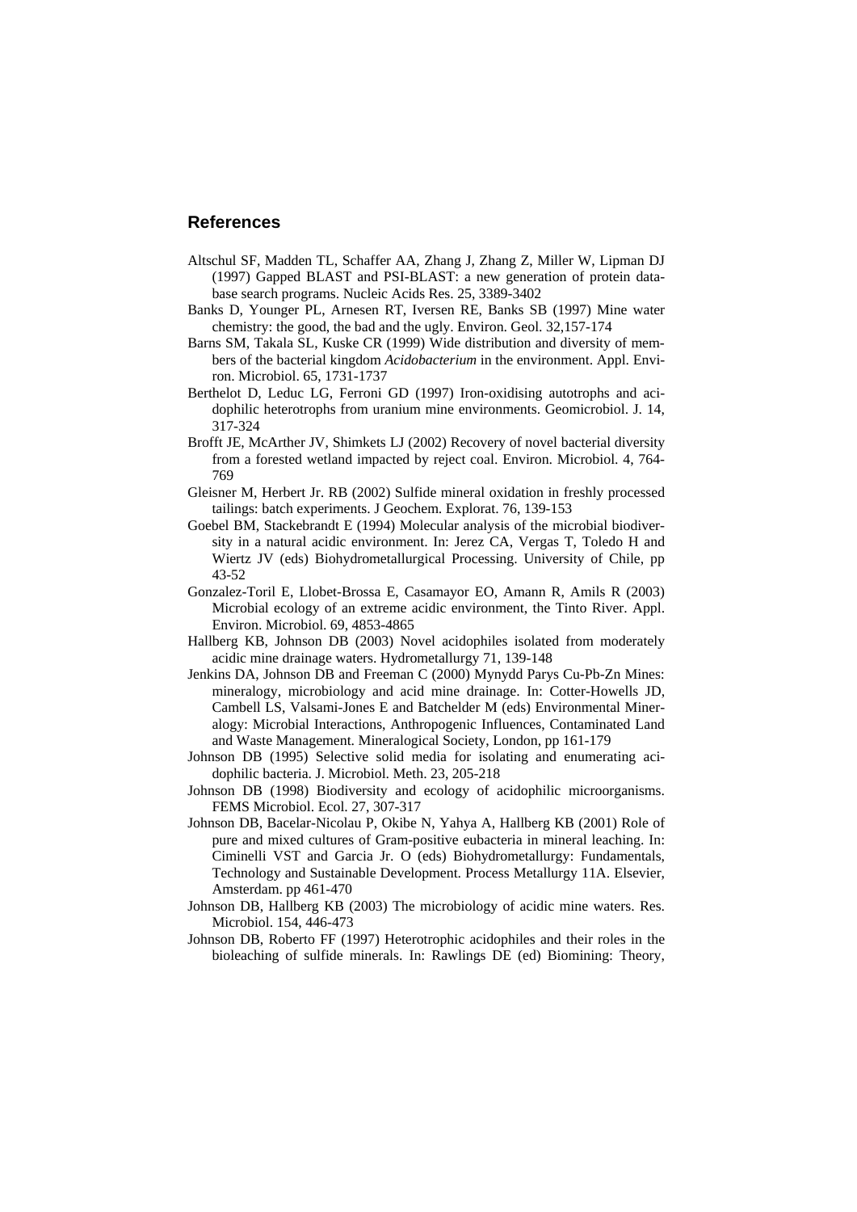## References

Altschul SF, Madden TL, Schaffer AA, Zhang J, Zhang Z, Miller W, Lipman DJ (1997) Gapped BLAST and PSI-BLAST: a new generation of protein database search programs. Nucleic Acids Res. 25, 3389-3402

Banks D, Younger PL, Arnesen RT, Iversen RE, Banks SB (1997) Mine water chemistry: the good, the bad and the ugly. Environ. Geol. 32,157-174

Barns SM, Takala SL, Kuske CR (1999) Wide distribution and diversity of members of the bacterial kingdom *Acidobacterium* in the environment. Appl. Environ. Microbiol. 65, 1731-1737

Berthelot D, Leduc LG, Ferroni GD (1997) Iron-oxidising autotrophs and acidophilic heterotrophs from uranium mine environments. Geomicrobiol. J. 14, 317-324

Brofft JE, McArther JV, Shimkets LJ (2002) Recovery of novel bacterial diversity from a forested wetland impacted by reject coal. Environ. Microbiol. 4, 764-769

Gleisner M, Herbert Jr. RB (2002) Sulfide mineral oxidation in freshly processed tailings: batch experiments. J Geochem. Explorat. 76, 139-153

Goebel BM, Stackebrandt E (1994) Molecular analysis of the microbial biodiversity in a natural acidic environment. In: Jerez CA, Vergas T, Toledo H and Wiertz JV (eds) Biohydrometallurgical Processing. University of Chile, pp 43-52

Gonzalez-Toril E, Llobet-Brossa E, Casamayor EO, Amann R, Amils R (2003) Microbial ecology of an extreme acidic environment, the Tinto River. Appl. Environ. Microbiol. 69, 4853-4865

Hallberg KB, Johnson DB (2003) Novel acidophiles isolated from moderately acidic mine drainage waters. Hydrometallurgy 71, 139-148

Jenkins DA, Johnson DB and Freeman C (2000) Mynydd Parys Cu-Pb-Zn Mines: mineralogy, microbiology and acid mine drainage. In: Cotter-Howells JD, Cambell LS, Valsami-Jones E and Batchelder M (eds) Environmental Mineralogy: Microbial Interactions, Anthropogenic Influences, Contaminated Land and Waste Management. Mineralogical Society, London, pp 161-179

Johnson DB (1995) Selective solid media for isolating and enumerating acidophilic bacteria. J. Microbiol. Meth. 23, 205-218

Johnson DB (1998) Biodiversity and ecology of acidophilic microorganisms. FEMS Microbiol. Ecol. 27, 307-317

Johnson DB, Bacelar-Nicolau P, Okibe N, Yahya A, Hallberg KB (2001) Role of pure and mixed cultures of Gram-positive eubacteria in mineral leaching. In: Ciminelli VST and Garcia Jr. O (eds) Biohydrometallurgy: Fundamentals, Technology and Sustainable Development. Process Metallurgy 11A. Elsevier, Amsterdam. pp 461-470

Johnson DB, Hallberg KB (2003) The microbiology of acidic mine waters. Res. Microbiol. 154, 446-473

Johnson DB, Roberto FF (1997) Heterotrophic acidophiles and their roles in the bioleaching of sulfide minerals. In: Rawlings DE (ed) Biomining: Theory,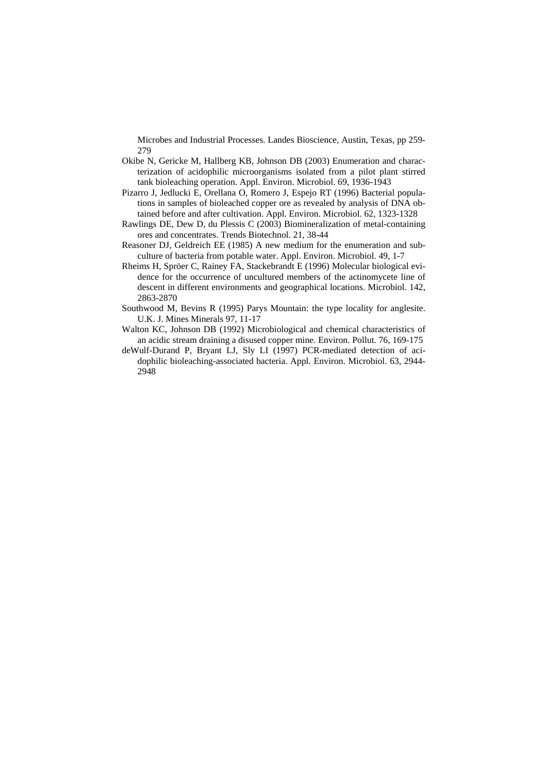Microbes and Industrial Processes. Landes Bioscience, Austin, Texas, pp 259-279

Okibe N, Gericke M, Hallberg KB, Johnson DB (2003) Enumeration and characterization of acidophilic microorganisms isolated from a pilot plant stirred tank bioleaching operation. Appl. Environ. Microbiol. 69, 1936-1943

Pizarro J, Jedlucki E, Orellana O, Romero J, Espejo RT (1996) Bacterial populations in samples of bioleached copper ore as revealed by analysis of DNA obtained before and after cultivation. Appl. Environ. Microbiol. 62, 1323-1328

Rawlings DE, Dew D, du Plessis C (2003) Biomineralization of metal-containing ores and concentrates. Trends Biotechnol. 21, 38-44

Reasoner DJ, Geldreich EE (1985) A new medium for the enumeration and subculture of bacteria from potable water. Appl. Environ. Microbiol. 49, 1-7

Rheims H, Spröer C, Rainey FA, Stackebrandt E (1996) Molecular biological evidence for the occurrence of uncultured members of the actinomycete line of descent in different environments and geographical locations. Microbiol. 142, 2863-2870

Southwood M, Bevins R (1995) Parys Mountain: the type locality for anglesite. U.K. J. Mines Minerals 97, 11-17

Walton KC, Johnson DB (1992) Microbiological and chemical characteristics of an acidic stream draining a disused copper mine. Environ. Pollut. 76, 169-175

deWulf-Durand P, Bryant LJ, Sly LI (1997) PCR-mediated detection of acidophilic bioleaching-associated bacteria. Appl. Environ. Microbiol. 63, 2944-2948